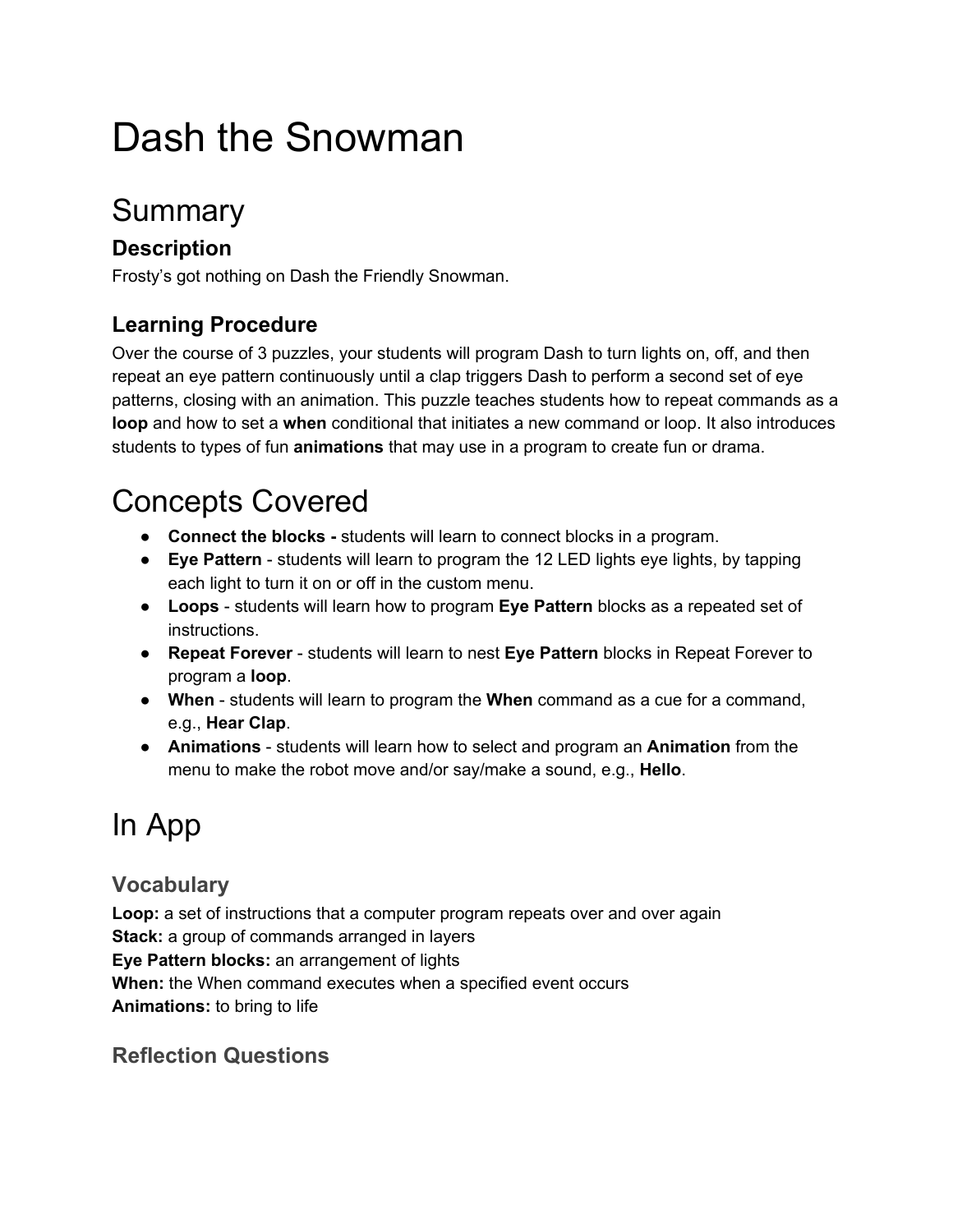# Dash the Snowman

# Summary

### Description

Frosty's got nothing on Dash the Friendly Snowman.

### Learning Procedure

Over the course of 3 puzzles, your students will program Dash to turn lights on, off, and then repeat an eye pattern continuously until a clap triggers Dash to perform a second set of eye patterns, closing with an animation. This puzzle teaches students how to repeat commands as a **loop** and how to set a **when** conditional that initiates a new command or loop. It also introduces students to types of fun **animations** that may use in a program to create fun or drama.

# Concepts Covered

- **Connect the blocks -** students will learn to connect blocks in a program.
- **Eye Pattern** - students will learn to program the 12 LED lights eye lights, by tapping each light to turn it on or off in the custom menu.
- **Loops** - students will learn how to program **Eye Pattern** blocks as a repeated set of instructions.
- **Repeat Forever** - students will learn to nest **Eye Pattern** blocks in Repeat Forever to program a **loop**.
- **When** - students will learn to program the **When** command as a cue for a command, e.g., **Hear Clap**.
- **Animations** - students will learn how to select and program an **Animation** from the menu to make the robot move and/or say/make a sound, e.g., **Hello**.

# In App

### Vocabulary

**Loop:** a set of instructions that a computer program repeats over and over again
**Stack:** a group of commands arranged in layers
**Eye Pattern blocks:** an arrangement of lights
**When:** the When command executes when a specified event occurs
**Animations:** to bring to life

### Reflection Questions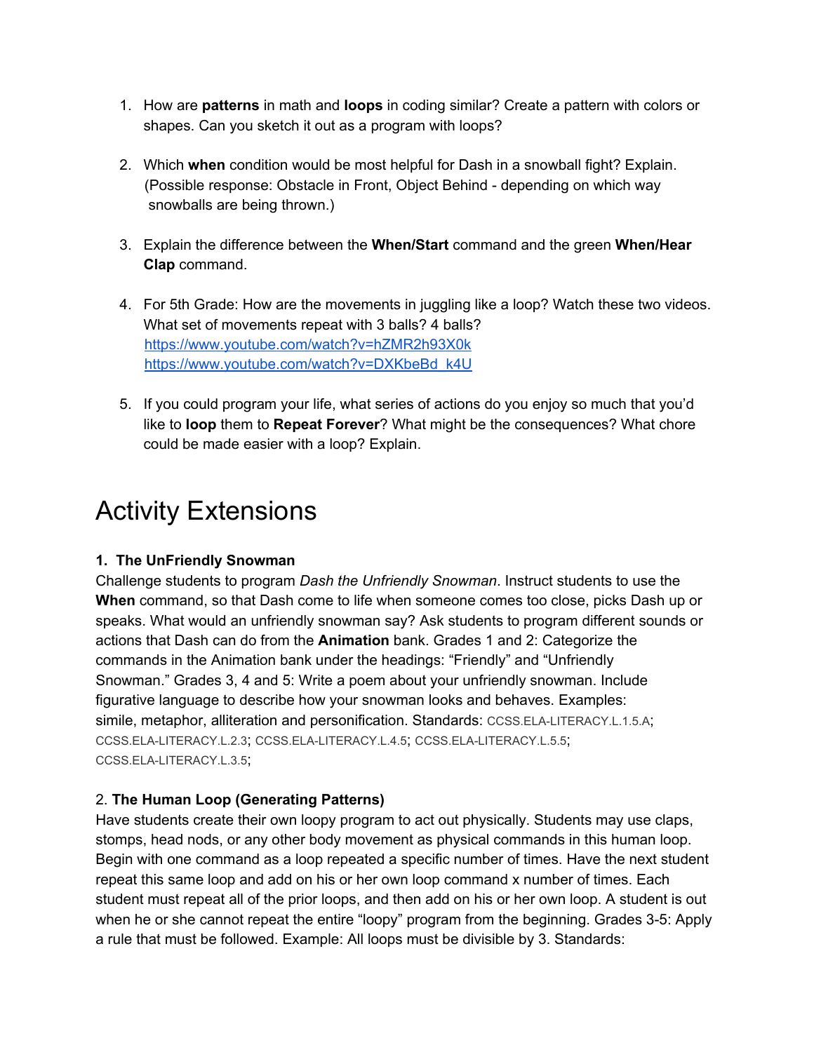1. How are **patterns** in math and **loops** in coding similar? Create a pattern with colors or shapes. Can you sketch it out as a program with loops?

2. Which **when** condition would be most helpful for Dash in a snowball fight? Explain. (Possible response: Obstacle in Front, Object Behind - depending on which way snowballs are being thrown.)

3. Explain the difference between the **When/Start** command and the green **When/Hear Clap** command.

4. For 5th Grade: How are the movements in juggling like a loop? Watch these two videos. What set of movements repeat with 3 balls? 4 balls?
   https://www.youtube.com/watch?v=hZMR2h93X0k
   https://www.youtube.com/watch?v=DXKbeBd_k4U

5. If you could program your life, what series of actions do you enjoy so much that you'd like to **loop** them to **Repeat Forever**? What might be the consequences? What chore could be made easier with a loop? Explain.

# Activity Extensions

**1. The UnFriendly Snowman**

Challenge students to program *Dash the Unfriendly Snowman*. Instruct students to use the **When** command, so that Dash come to life when someone comes too close, picks Dash up or speaks. What would an unfriendly snowman say? Ask students to program different sounds or actions that Dash can do from the **Animation** bank. Grades 1 and 2: Categorize the commands in the Animation bank under the headings: "Friendly" and "Unfriendly Snowman." Grades 3, 4 and 5: Write a poem about your unfriendly snowman. Include figurative language to describe how your snowman looks and behaves. Examples: simile, metaphor, alliteration and personification. Standards: CCSS.ELA-LITERACY.L.1.5.A; CCSS.ELA-LITERACY.L.2.3; CCSS.ELA-LITERACY.L.4.5; CCSS.ELA-LITERACY.L.5.5; CCSS.ELA-LITERACY.L.3.5;

2. **The Human Loop (Generating Patterns)**

Have students create their own loopy program to act out physically. Students may use claps, stomps, head nods, or any other body movement as physical commands in this human loop. Begin with one command as a loop repeated a specific number of times. Have the next student repeat this same loop and add on his or her own loop command x number of times. Each student must repeat all of the prior loops, and then add on his or her own loop. A student is out when he or she cannot repeat the entire "loopy" program from the beginning. Grades 3-5: Apply a rule that must be followed. Example: All loops must be divisible by 3. Standards: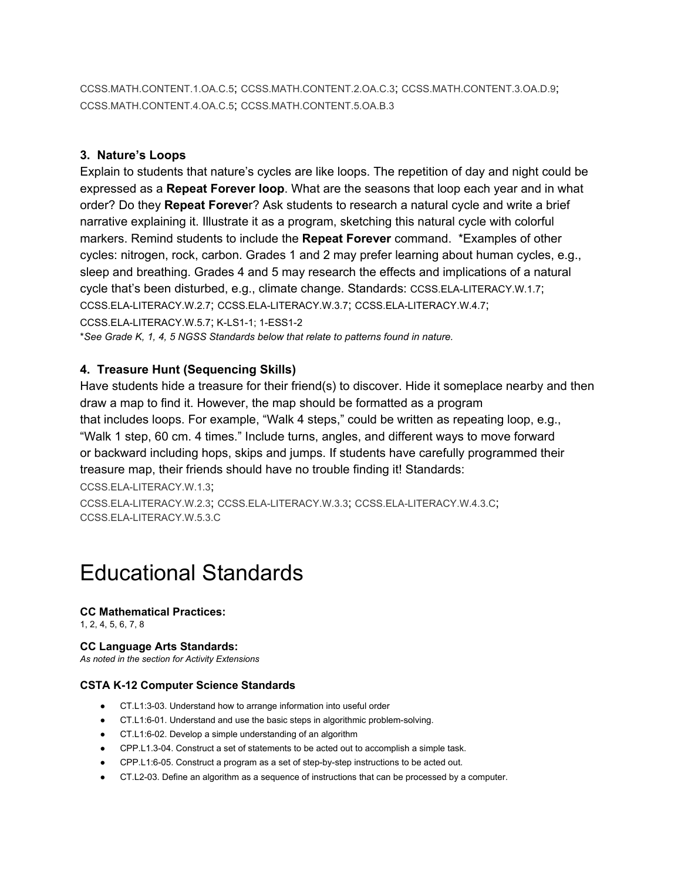CCSS.MATH.CONTENT.1.OA.C.5; CCSS.MATH.CONTENT.2.OA.C.3; CCSS.MATH.CONTENT.3.OA.D.9; CCSS.MATH.CONTENT.4.OA.C.5; CCSS.MATH.CONTENT.5.OA.B.3

### 3. Nature's Loops

Explain to students that nature's cycles are like loops. The repetition of day and night could be expressed as a **Repeat Forever loop**. What are the seasons that loop each year and in what order? Do they **Repeat Foreve**r? Ask students to research a natural cycle and write a brief narrative explaining it. Illustrate it as a program, sketching this natural cycle with colorful markers. Remind students to include the **Repeat Forever** command. *Examples of other cycles: nitrogen, rock, carbon. Grades 1 and 2 may prefer learning about human cycles, e.g., sleep and breathing. Grades 4 and 5 may research the effects and implications of a natural cycle that's been disturbed, e.g., climate change. Standards: CCSS.ELA-LITERACY.W.1.7; CCSS.ELA-LITERACY.W.2.7; CCSS.ELA-LITERACY.W.3.7; CCSS.ELA-LITERACY.W.4.7; CCSS.ELA-LITERACY.W.5.7; K-LS1-1; 1-ESS1-2

*\*See Grade K, 1, 4, 5 NGSS Standards below that relate to patterns found in nature.*

### 4. Treasure Hunt (Sequencing Skills)

Have students hide a treasure for their friend(s) to discover. Hide it someplace nearby and then draw a map to find it. However, the map should be formatted as a program that includes loops. For example, "Walk 4 steps," could be written as repeating loop, e.g., "Walk 1 step, 60 cm. 4 times." Include turns, angles, and different ways to move forward or backward including hops, skips and jumps. If students have carefully programmed their treasure map, their friends should have no trouble finding it! Standards:
CCSS.ELA-LITERACY.W.1.3;
CCSS.ELA-LITERACY.W.2.3; CCSS.ELA-LITERACY.W.3.3; CCSS.ELA-LITERACY.W.4.3.C; CCSS.ELA-LITERACY.W.5.3.C

# Educational Standards

**CC Mathematical Practices:**
1, 2, 4, 5, 6, 7, 8

**CC Language Arts Standards:**
*As noted in the section for Activity Extensions*

**CSTA K-12 Computer Science Standards**

- CT.L1:3-03. Understand how to arrange information into useful order
- CT.L1:6-01. Understand and use the basic steps in algorithmic problem-solving.
- CT.L1:6-02. Develop a simple understanding of an algorithm
- CPP.L1.3-04. Construct a set of statements to be acted out to accomplish a simple task.
- CPP.L1:6-05. Construct a program as a set of step-by-step instructions to be acted out.
- CT.L2-03. Define an algorithm as a sequence of instructions that can be processed by a computer.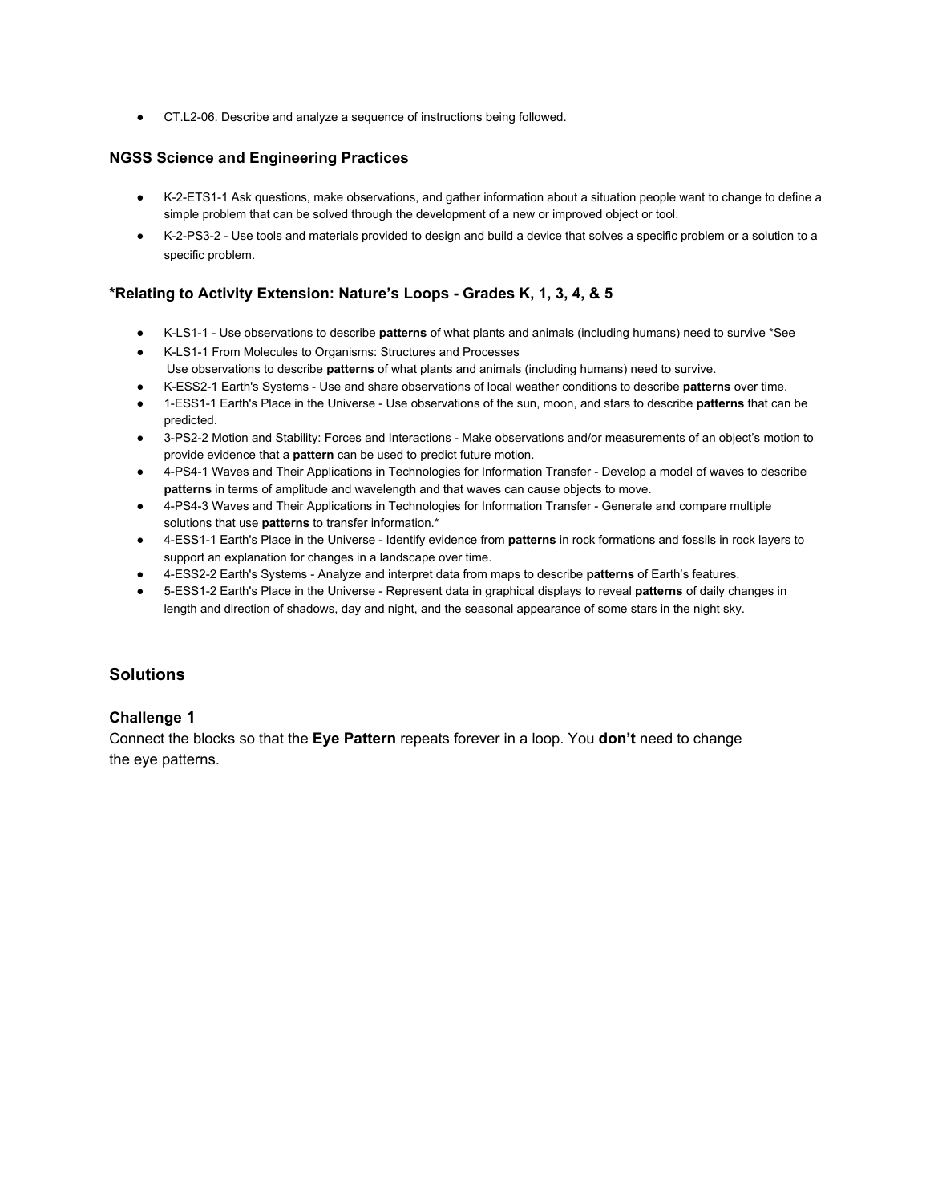- CT.L2-06. Describe and analyze a sequence of instructions being followed.

### NGSS Science and Engineering Practices

- K-2-ETS1-1 Ask questions, make observations, and gather information about a situation people want to change to define a simple problem that can be solved through the development of a new or improved object or tool.
- K-2-PS3-2 - Use tools and materials provided to design and build a device that solves a specific problem or a solution to a specific problem.

### *Relating to Activity Extension: Nature's Loops - Grades K, 1, 3, 4, & 5

- K-LS1-1 - Use observations to describe **patterns** of what plants and animals (including humans) need to survive *See
- K-LS1-1 From Molecules to Organisms: Structures and Processes
  Use observations to describe **patterns** of what plants and animals (including humans) need to survive.
- K-ESS2-1 Earth's Systems - Use and share observations of local weather conditions to describe **patterns** over time.
- 1-ESS1-1 Earth's Place in the Universe - Use observations of the sun, moon, and stars to describe **patterns** that can be predicted.
- 3-PS2-2 Motion and Stability: Forces and Interactions - Make observations and/or measurements of an object's motion to provide evidence that a **pattern** can be used to predict future motion.
- 4-PS4-1 Waves and Their Applications in Technologies for Information Transfer - Develop a model of waves to describe **patterns** in terms of amplitude and wavelength and that waves can cause objects to move.
- 4-PS4-3 Waves and Their Applications in Technologies for Information Transfer - Generate and compare multiple solutions that use **patterns** to transfer information.*
- 4-ESS1-1 Earth's Place in the Universe - Identify evidence from **patterns** in rock formations and fossils in rock layers to support an explanation for changes in a landscape over time.
- 4-ESS2-2 Earth's Systems - Analyze and interpret data from maps to describe **patterns** of Earth's features.
- 5-ESS1-2 Earth's Place in the Universe - Represent data in graphical displays to reveal **patterns** of daily changes in length and direction of shadows, day and night, and the seasonal appearance of some stars in the night sky.

## Solutions

### Challenge 1

Connect the blocks so that the **Eye Pattern** repeats forever in a loop. You **don't** need to change the eye patterns.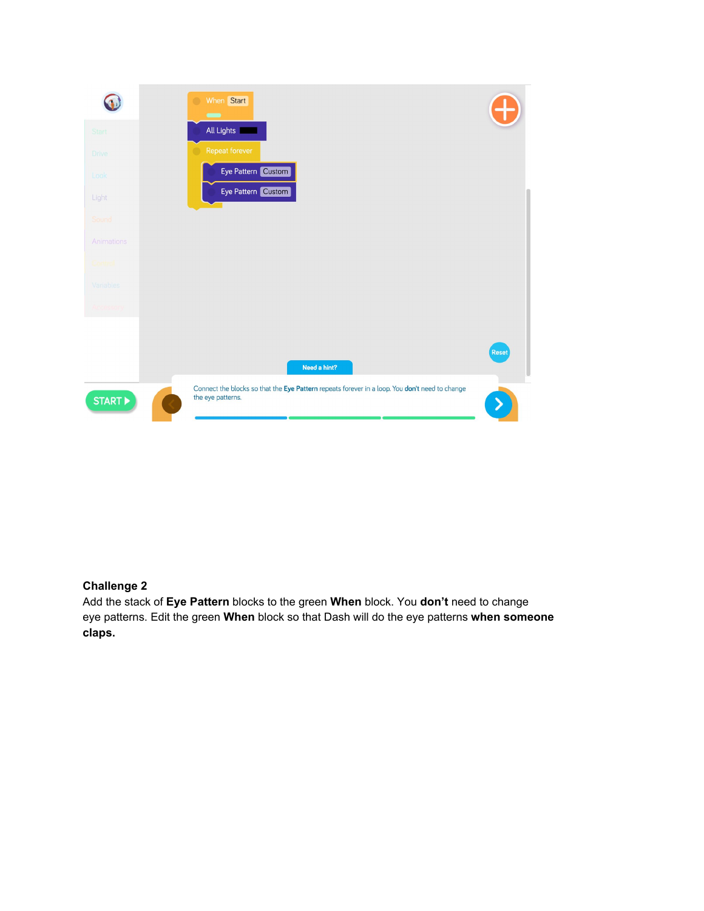**Challenge 2**

Add the stack of **Eye Pattern** blocks to the green **When** block. You **don't** need to change eye patterns. Edit the green **When** block so that Dash will do the eye patterns **when someone claps.**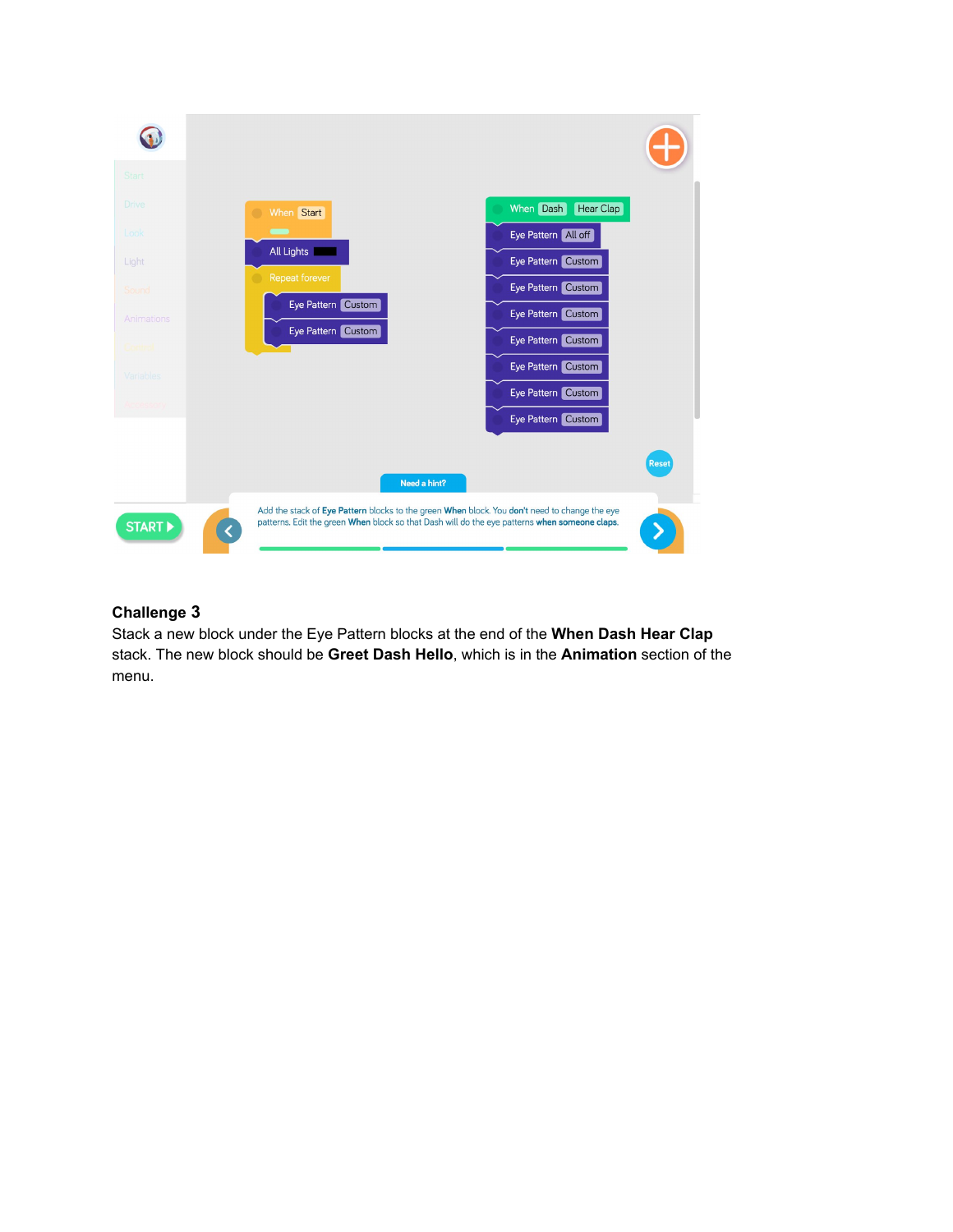## Challenge 3

Stack a new block under the Eye Pattern blocks at the end of the **When Dash Hear Clap** stack. The new block should be **Greet Dash Hello**, which is in the **Animation** section of the menu.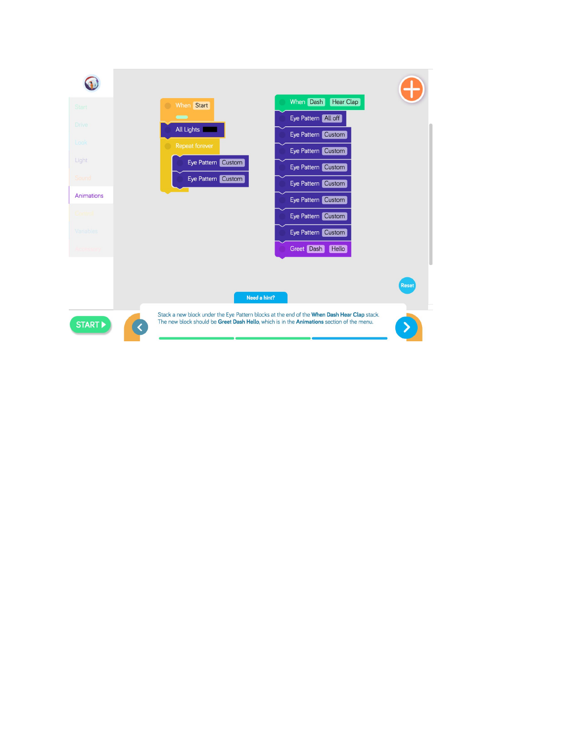Start

Drive

Look

Light

Sound

Animations

Sensors

Variables

Accessories

When Start

All Lights

Repeat forever

Eye Pattern Custom

Eye Pattern Custom

When Dash Hear Clap

Eye Pattern All off

Eye Pattern Custom

Eye Pattern Custom

Eye Pattern Custom

Eye Pattern Custom

Eye Pattern Custom

Eye Pattern Custom

Eye Pattern Custom

Greet Dash Hello

Reset

Need a hint?

START

Stack a new block under the Eye Pattern blocks at the end of the **When Dash Hear Clap** stack.
The new block should be **Greet Dash Hello**, which is in the **Animations** section of the menu.